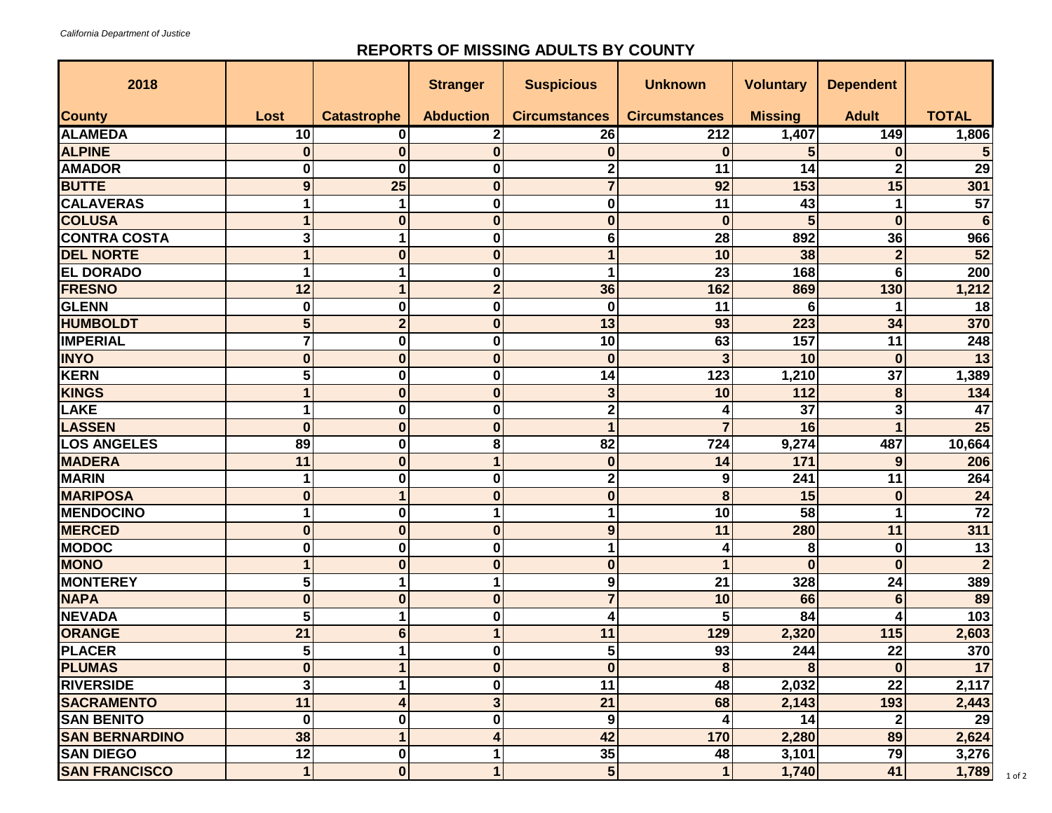*California Department of Justice*

# REPORTS OF MISSING ADULTS BY COUNTY

| 2018 | | | Stranger | Suspicious | Unknown | Voluntary | Dependent | |
|---|---|---|---|---|---|---|---|---|
| **County** | **Lost** | **Catastrophe** | **Abduction** | **Circumstances** | **Circumstances** | **Missing** | **Adult** | **TOTAL** |
| ALAMEDA | 10 | 0 | 2 | 26 | 212 | 1,407 | 149 | 1,806 |
| ALPINE | 0 | 0 | 0 | 0 | 0 | 5 | 0 | 5 |
| AMADOR | 0 | 0 | 0 | 2 | 11 | 14 | 2 | 29 |
| BUTTE | 9 | 25 | 0 | 7 | 92 | 153 | 15 | 301 |
| CALAVERAS | 1 | 1 | 0 | 0 | 11 | 43 | 1 | 57 |
| COLUSA | 1 | 0 | 0 | 0 | 0 | 5 | 0 | 6 |
| CONTRA COSTA | 3 | 1 | 0 | 6 | 28 | 892 | 36 | 966 |
| DEL NORTE | 1 | 0 | 0 | 1 | 10 | 38 | 2 | 52 |
| EL DORADO | 1 | 1 | 0 | 1 | 23 | 168 | 6 | 200 |
| FRESNO | 12 | 1 | 2 | 36 | 162 | 869 | 130 | 1,212 |
| GLENN | 0 | 0 | 0 | 0 | 11 | 6 | 1 | 18 |
| HUMBOLDT | 5 | 2 | 0 | 13 | 93 | 223 | 34 | 370 |
| IMPERIAL | 7 | 0 | 0 | 10 | 63 | 157 | 11 | 248 |
| INYO | 0 | 0 | 0 | 0 | 3 | 10 | 0 | 13 |
| KERN | 5 | 0 | 0 | 14 | 123 | 1,210 | 37 | 1,389 |
| KINGS | 1 | 0 | 0 | 3 | 10 | 112 | 8 | 134 |
| LAKE | 1 | 0 | 0 | 2 | 4 | 37 | 3 | 47 |
| LASSEN | 0 | 0 | 0 | 1 | 7 | 16 | 1 | 25 |
| LOS ANGELES | 89 | 0 | 8 | 82 | 724 | 9,274 | 487 | 10,664 |
| MADERA | 11 | 0 | 1 | 0 | 14 | 171 | 9 | 206 |
| MARIN | 1 | 0 | 0 | 2 | 9 | 241 | 11 | 264 |
| MARIPOSA | 0 | 1 | 0 | 0 | 8 | 15 | 0 | 24 |
| MENDOCINO | 1 | 0 | 1 | 1 | 10 | 58 | 1 | 72 |
| MERCED | 0 | 0 | 0 | 9 | 11 | 280 | 11 | 311 |
| MODOC | 0 | 0 | 0 | 1 | 4 | 8 | 0 | 13 |
| MONO | 1 | 0 | 0 | 0 | 1 | 0 | 0 | 2 |
| MONTEREY | 5 | 1 | 1 | 9 | 21 | 328 | 24 | 389 |
| NAPA | 0 | 0 | 0 | 7 | 10 | 66 | 6 | 89 |
| NEVADA | 5 | 1 | 0 | 4 | 5 | 84 | 4 | 103 |
| ORANGE | 21 | 6 | 1 | 11 | 129 | 2,320 | 115 | 2,603 |
| PLACER | 5 | 1 | 0 | 5 | 93 | 244 | 22 | 370 |
| PLUMAS | 0 | 1 | 0 | 0 | 8 | 8 | 0 | 17 |
| RIVERSIDE | 3 | 1 | 0 | 11 | 48 | 2,032 | 22 | 2,117 |
| SACRAMENTO | 11 | 4 | 3 | 21 | 68 | 2,143 | 193 | 2,443 |
| SAN BENITO | 0 | 0 | 0 | 9 | 4 | 14 | 2 | 29 |
| SAN BERNARDINO | 38 | 1 | 4 | 42 | 170 | 2,280 | 89 | 2,624 |
| SAN DIEGO | 12 | 0 | 1 | 35 | 48 | 3,101 | 79 | 3,276 |
| SAN FRANCISCO | 1 | 0 | 1 | 5 | 1 | 1,740 | 41 | 1,789 |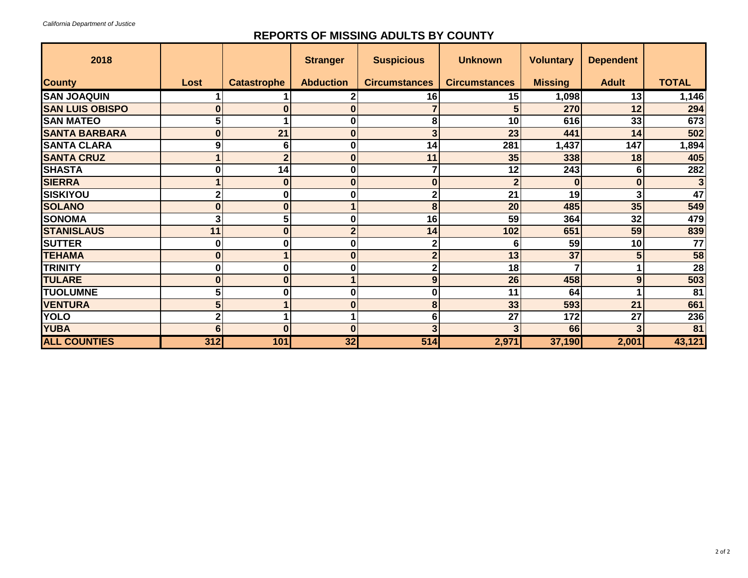*California Department of Justice*

## REPORTS OF MISSING ADULTS BY COUNTY

| 2018 | | | Stranger | Suspicious | Unknown | Voluntary | Dependent | |
|---|---|---|---|---|---|---|---|---|
| **County** | **Lost** | **Catastrophe** | **Abduction** | **Circumstances** | **Circumstances** | **Missing** | **Adult** | **TOTAL** |
| SAN JOAQUIN | 1 | 1 | 2 | 16 | 15 | 1,098 | 13 | 1,146 |
| SAN LUIS OBISPO | 0 | 0 | 0 | 7 | 5 | 270 | 12 | 294 |
| SAN MATEO | 5 | 1 | 0 | 8 | 10 | 616 | 33 | 673 |
| SANTA BARBARA | 0 | 21 | 0 | 3 | 23 | 441 | 14 | 502 |
| SANTA CLARA | 9 | 6 | 0 | 14 | 281 | 1,437 | 147 | 1,894 |
| SANTA CRUZ | 1 | 2 | 0 | 11 | 35 | 338 | 18 | 405 |
| SHASTA | 0 | 14 | 0 | 7 | 12 | 243 | 6 | 282 |
| SIERRA | 1 | 0 | 0 | 0 | 2 | 0 | 0 | 3 |
| SISKIYOU | 2 | 0 | 0 | 2 | 21 | 19 | 3 | 47 |
| SOLANO | 0 | 0 | 1 | 8 | 20 | 485 | 35 | 549 |
| SONOMA | 3 | 5 | 0 | 16 | 59 | 364 | 32 | 479 |
| STANISLAUS | 11 | 0 | 2 | 14 | 102 | 651 | 59 | 839 |
| SUTTER | 0 | 0 | 0 | 2 | 6 | 59 | 10 | 77 |
| TEHAMA | 0 | 1 | 0 | 2 | 13 | 37 | 5 | 58 |
| TRINITY | 0 | 0 | 0 | 2 | 18 | 7 | 1 | 28 |
| TULARE | 0 | 0 | 1 | 9 | 26 | 458 | 9 | 503 |
| TUOLUMNE | 5 | 0 | 0 | 0 | 11 | 64 | 1 | 81 |
| VENTURA | 5 | 1 | 0 | 8 | 33 | 593 | 21 | 661 |
| YOLO | 2 | 1 | 1 | 6 | 27 | 172 | 27 | 236 |
| YUBA | 6 | 0 | 0 | 3 | 3 | 66 | 3 | 81 |
| **ALL COUNTIES** | **312** | **101** | **32** | **514** | **2,971** | **37,190** | **2,001** | **43,121** |